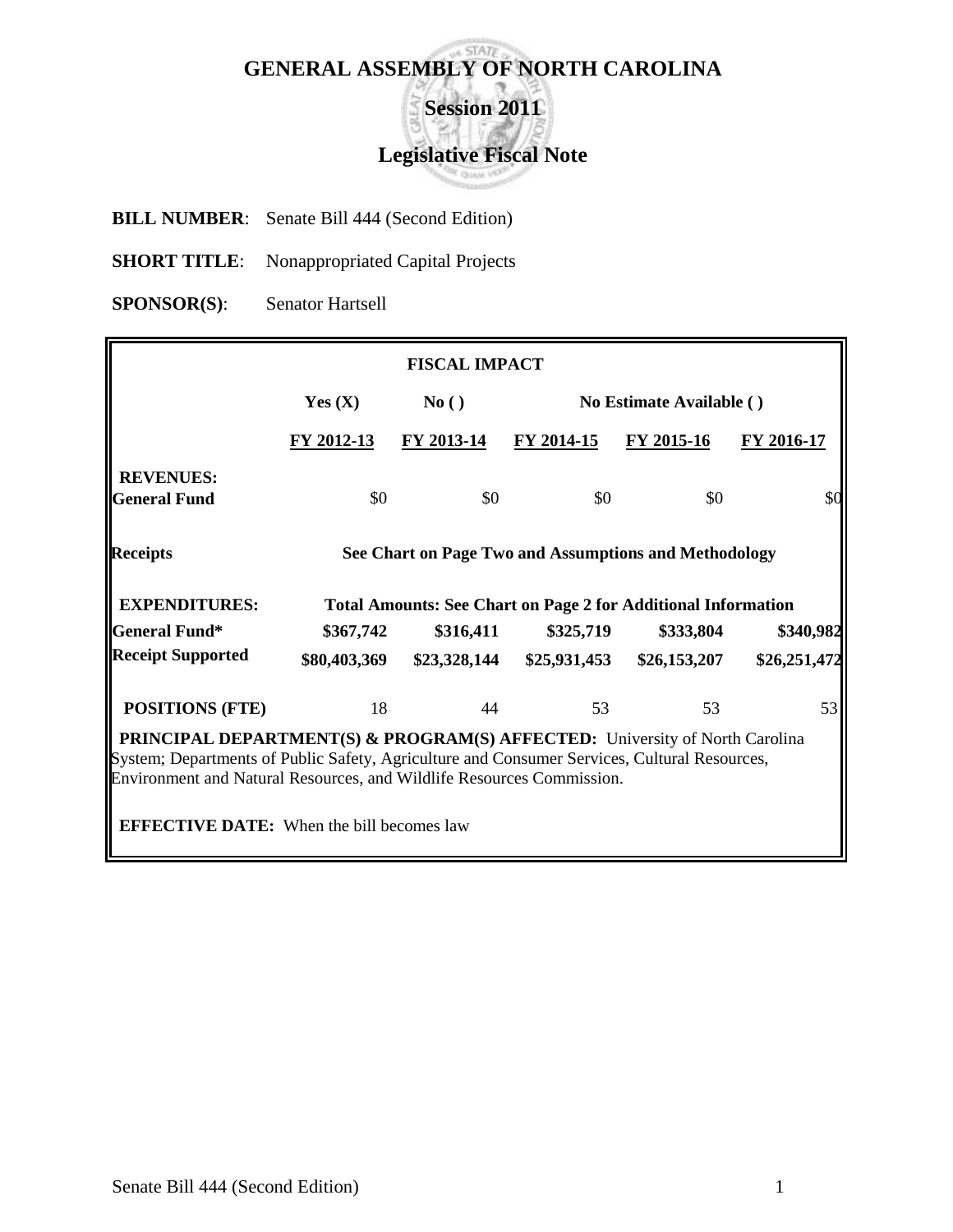# GENERAL ASSEMBLY OF NORTH CAROLINA

## Session 2011

## Legislative Fiscal Note

**BILL NUMBER**: Senate Bill 444 (Second Edition)

**SHORT TITLE**: Nonappropriated Capital Projects

**SPONSOR(S)**: Senator Hartsell

| FISCAL IMPACT | | | | | |
|---|---|---|---|---|---|
| | Yes (X) | No ( ) | No Estimate Available ( ) | | |
| | FY 2012-13 | FY 2013-14 | FY 2014-15 | FY 2015-16 | FY 2016-17 |
| **REVENUES:** | | | | | |
| **General Fund** | $0 | $0 | $0 | $0 | $0 |
| **Receipts** | See Chart on Page Two and Assumptions and Methodology | | | | |
| **EXPENDITURES:** | Total Amounts: See Chart on Page 2 for Additional Information | | | | |
| **General Fund*** | $367,742 | $316,411 | $325,719 | $333,804 | $340,982 |
| **Receipt Supported** | $80,403,369 | $23,328,144 | $25,931,453 | $26,153,207 | $26,251,472 |
| **POSITIONS (FTE)** | 18 | 44 | 53 | 53 | 53 |

**PRINCIPAL DEPARTMENT(S) & PROGRAM(S) AFFECTED:** University of North Carolina System; Departments of Public Safety, Agriculture and Consumer Services, Cultural Resources, Environment and Natural Resources, and Wildlife Resources Commission.

**EFFECTIVE DATE:** When the bill becomes law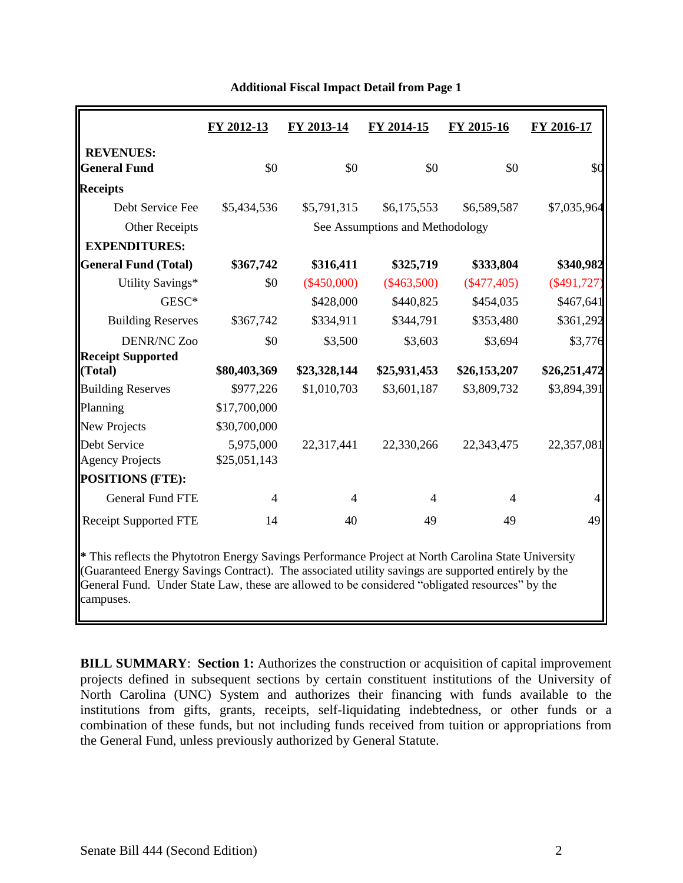**Additional Fiscal Impact Detail from Page 1**

| | FY 2012-13 | FY 2013-14 | FY 2014-15 | FY 2015-16 | FY 2016-17 |
|---|---|---|---|---|---|
| **REVENUES:** | | | | | |
| **General Fund** | $0 | $0 | $0 | $0 | $0 |
| **Receipts** | | | | | |
| Debt Service Fee | $5,434,536 | $5,791,315 | $6,175,553 | $6,589,587 | $7,035,964 |
| Other Receipts | | | See Assumptions and Methodology | | |
| **EXPENDITURES:** | | | | | |
| **General Fund (Total)** | **$367,742** | **$316,411** | **$325,719** | **$333,804** | **$340,982** |
| Utility Savings* | $0 | ($450,000) | ($463,500) | ($477,405) | ($491,727) |
| GESC* | | $428,000 | $440,825 | $454,035 | $467,641 |
| Building Reserves | $367,742 | $334,911 | $344,791 | $353,480 | $361,292 |
| DENR/NC Zoo | $0 | $3,500 | $3,603 | $3,694 | $3,776 |
| **Receipt Supported (Total)** | **$80,403,369** | **$23,328,144** | **$25,931,453** | **$26,153,207** | **$26,251,472** |
| Building Reserves | $977,226 | $1,010,703 | $3,601,187 | $3,809,732 | $3,894,391 |
| Planning | $17,700,000 | | | | |
| New Projects | $30,700,000 | | | | |
| Debt Service | 5,975,000 | 22,317,441 | 22,330,266 | 22,343,475 | 22,357,081 |
| Agency Projects | $25,051,143 | | | | |
| **POSITIONS (FTE):** | | | | | |
| General Fund FTE | 4 | 4 | 4 | 4 | 4 |
| Receipt Supported FTE | 14 | 40 | 49 | 49 | 49 |

\* This reflects the Phytotron Energy Savings Performance Project at North Carolina State University (Guaranteed Energy Savings Contract). The associated utility savings are supported entirely by the General Fund. Under State Law, these are allowed to be considered "obligated resources" by the campuses.

**BILL SUMMARY**: **Section 1:** Authorizes the construction or acquisition of capital improvement projects defined in subsequent sections by certain constituent institutions of the University of North Carolina (UNC) System and authorizes their financing with funds available to the institutions from gifts, grants, receipts, self-liquidating indebtedness, or other funds or a combination of these funds, but not including funds received from tuition or appropriations from the General Fund, unless previously authorized by General Statute.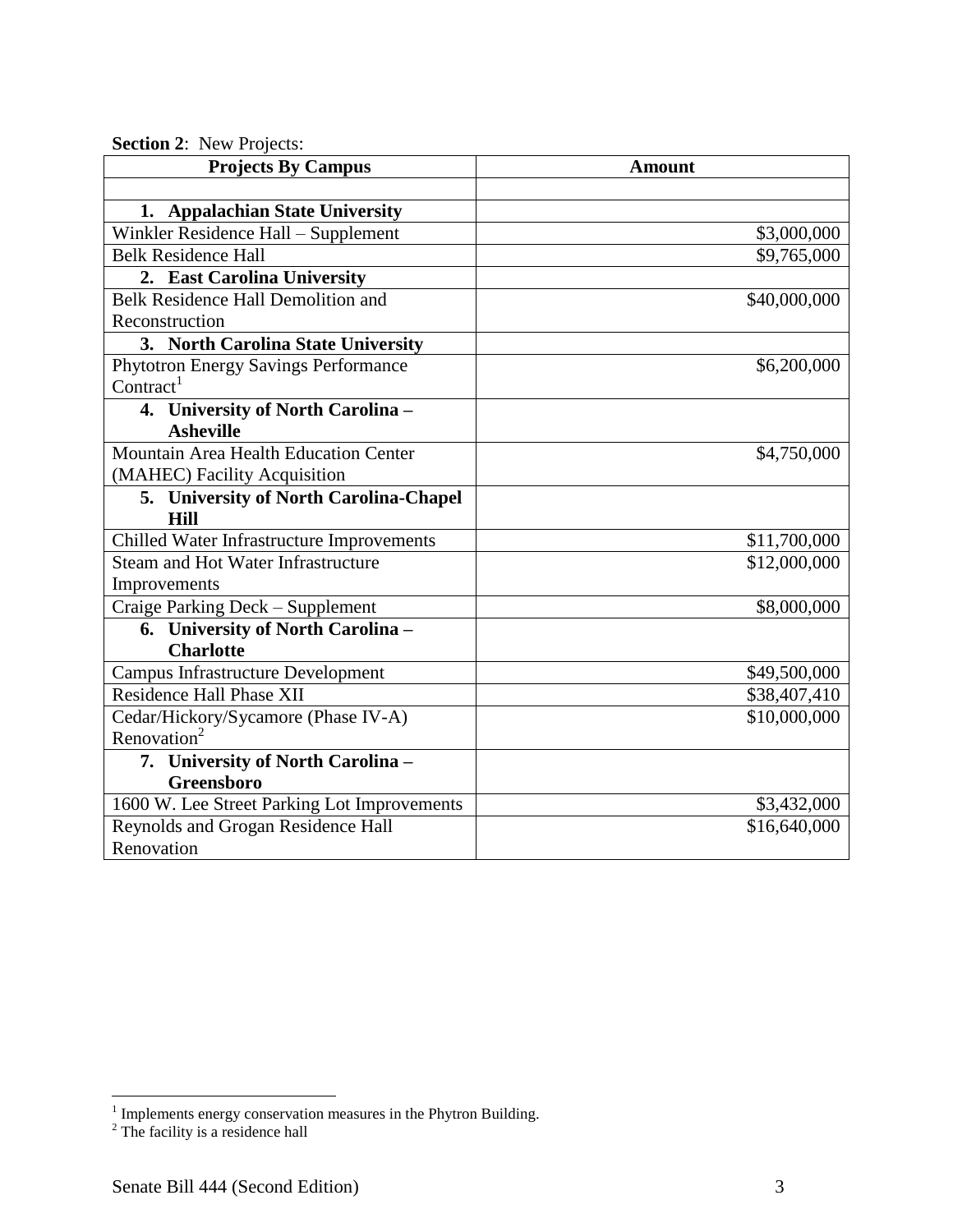**Section 2**: New Projects:

| **Projects By Campus** | **Amount** |
|---|---|
| | |
| **1. Appalachian State University** | |
| Winkler Residence Hall – Supplement | $3,000,000 |
| Belk Residence Hall | $9,765,000 |
| **2. East Carolina University** | |
| Belk Residence Hall Demolition and Reconstruction | $40,000,000 |
| **3. North Carolina State University** | |
| Phytotron Energy Savings Performance Contract[1] | $6,200,000 |
| **4. University of North Carolina – Asheville** | |
| Mountain Area Health Education Center (MAHEC) Facility Acquisition | $4,750,000 |
| **5. University of North Carolina-Chapel Hill** | |
| Chilled Water Infrastructure Improvements | $11,700,000 |
| Steam and Hot Water Infrastructure Improvements | $12,000,000 |
| Craige Parking Deck – Supplement | $8,000,000 |
| **6. University of North Carolina – Charlotte** | |
| Campus Infrastructure Development | $49,500,000 |
| Residence Hall Phase XII | $38,407,410 |
| Cedar/Hickory/Sycamore (Phase IV-A) Renovation[2] | $10,000,000 |
| **7. University of North Carolina – Greensboro** | |
| 1600 W. Lee Street Parking Lot Improvements | $3,432,000 |
| Reynolds and Grogan Residence Hall Renovation | $16,640,000 |

[1] Implements energy conservation measures in the Phytron Building.

[2] The facility is a residence hall

Senate Bill 444 (Second Edition)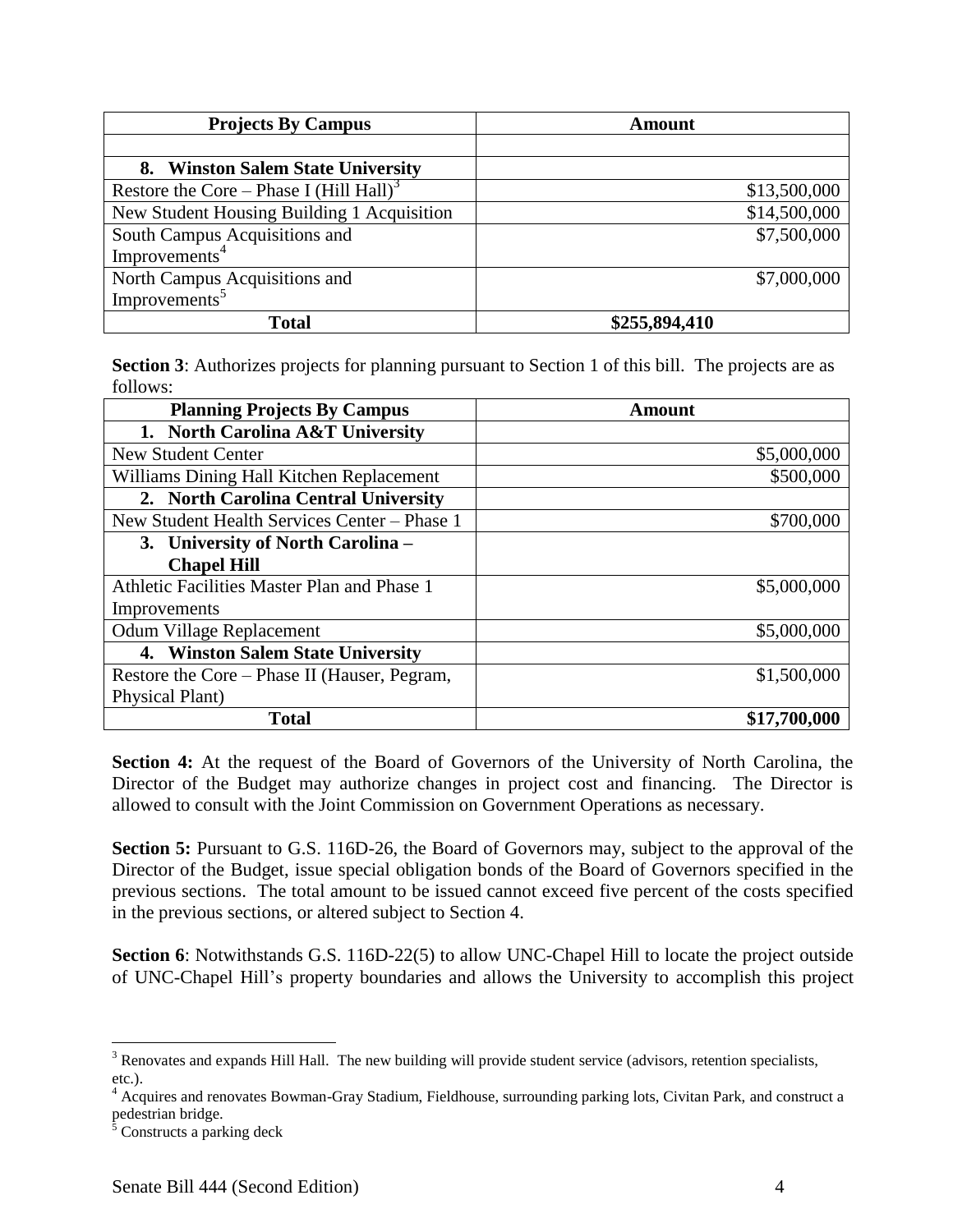| Projects By Campus | Amount |
|---|---|
| | |
| **8. Winston Salem State University** | |
| Restore the Core – Phase I (Hill Hall)[3] | $13,500,000 |
| New Student Housing Building 1 Acquisition | $14,500,000 |
| South Campus Acquisitions and Improvements[4] | $7,500,000 |
| North Campus Acquisitions and Improvements[5] | $7,000,000 |
| **Total** | **$255,894,410** |

**Section 3**: Authorizes projects for planning pursuant to Section 1 of this bill. The projects are as follows:

| Planning Projects By Campus | Amount |
|---|---|
| **1. North Carolina A&T University** | |
| New Student Center | $5,000,000 |
| Williams Dining Hall Kitchen Replacement | $500,000 |
| **2. North Carolina Central University** | |
| New Student Health Services Center – Phase 1 | $700,000 |
| **3. University of North Carolina – Chapel Hill** | |
| Athletic Facilities Master Plan and Phase 1 Improvements | $5,000,000 |
| Odum Village Replacement | $5,000,000 |
| **4. Winston Salem State University** | |
| Restore the Core – Phase II (Hauser, Pegram, Physical Plant) | $1,500,000 |
| **Total** | **$17,700,000** |

**Section 4:** At the request of the Board of Governors of the University of North Carolina, the Director of the Budget may authorize changes in project cost and financing. The Director is allowed to consult with the Joint Commission on Government Operations as necessary.

**Section 5:** Pursuant to G.S. 116D-26, the Board of Governors may, subject to the approval of the Director of the Budget, issue special obligation bonds of the Board of Governors specified in the previous sections. The total amount to be issued cannot exceed five percent of the costs specified in the previous sections, or altered subject to Section 4.

**Section 6**: Notwithstands G.S. 116D-22(5) to allow UNC-Chapel Hill to locate the project outside of UNC-Chapel Hill's property boundaries and allows the University to accomplish this project

---

[3] Renovates and expands Hill Hall. The new building will provide student service (advisors, retention specialists, etc.).

[4] Acquires and renovates Bowman-Gray Stadium, Fieldhouse, surrounding parking lots, Civitan Park, and construct a pedestrian bridge.

[5] Constructs a parking deck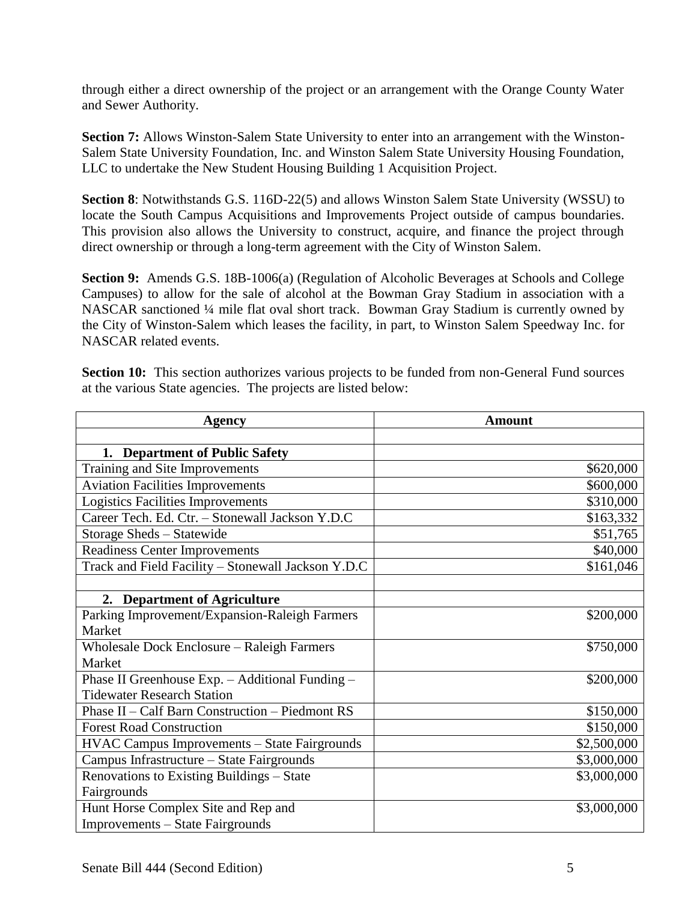through either a direct ownership of the project or an arrangement with the Orange County Water and Sewer Authority.

**Section 7:** Allows Winston-Salem State University to enter into an arrangement with the Winston-Salem State University Foundation, Inc. and Winston Salem State University Housing Foundation, LLC to undertake the New Student Housing Building 1 Acquisition Project.

**Section 8**: Notwithstands G.S. 116D-22(5) and allows Winston Salem State University (WSSU) to locate the South Campus Acquisitions and Improvements Project outside of campus boundaries. This provision also allows the University to construct, acquire, and finance the project through direct ownership or through a long-term agreement with the City of Winston Salem.

**Section 9:** Amends G.S. 18B-1006(a) (Regulation of Alcoholic Beverages at Schools and College Campuses) to allow for the sale of alcohol at the Bowman Gray Stadium in association with a NASCAR sanctioned ¼ mile flat oval short track. Bowman Gray Stadium is currently owned by the City of Winston-Salem which leases the facility, in part, to Winston Salem Speedway Inc. for NASCAR related events.

**Section 10:** This section authorizes various projects to be funded from non-General Fund sources at the various State agencies. The projects are listed below:

| Agency | Amount |
|---|---|
| | |
| **1. Department of Public Safety** | |
| Training and Site Improvements | $620,000 |
| Aviation Facilities Improvements | $600,000 |
| Logistics Facilities Improvements | $310,000 |
| Career Tech. Ed. Ctr. – Stonewall Jackson Y.D.C | $163,332 |
| Storage Sheds – Statewide | $51,765 |
| Readiness Center Improvements | $40,000 |
| Track and Field Facility – Stonewall Jackson Y.D.C | $161,046 |
| | |
| **2. Department of Agriculture** | |
| Parking Improvement/Expansion-Raleigh Farmers Market | $200,000 |
| Wholesale Dock Enclosure – Raleigh Farmers Market | $750,000 |
| Phase II Greenhouse Exp. – Additional Funding – Tidewater Research Station | $200,000 |
| Phase II – Calf Barn Construction – Piedmont RS | $150,000 |
| Forest Road Construction | $150,000 |
| HVAC Campus Improvements – State Fairgrounds | $2,500,000 |
| Campus Infrastructure – State Fairgrounds | $3,000,000 |
| Renovations to Existing Buildings – State Fairgrounds | $3,000,000 |
| Hunt Horse Complex Site and Rep and Improvements – State Fairgrounds | $3,000,000 |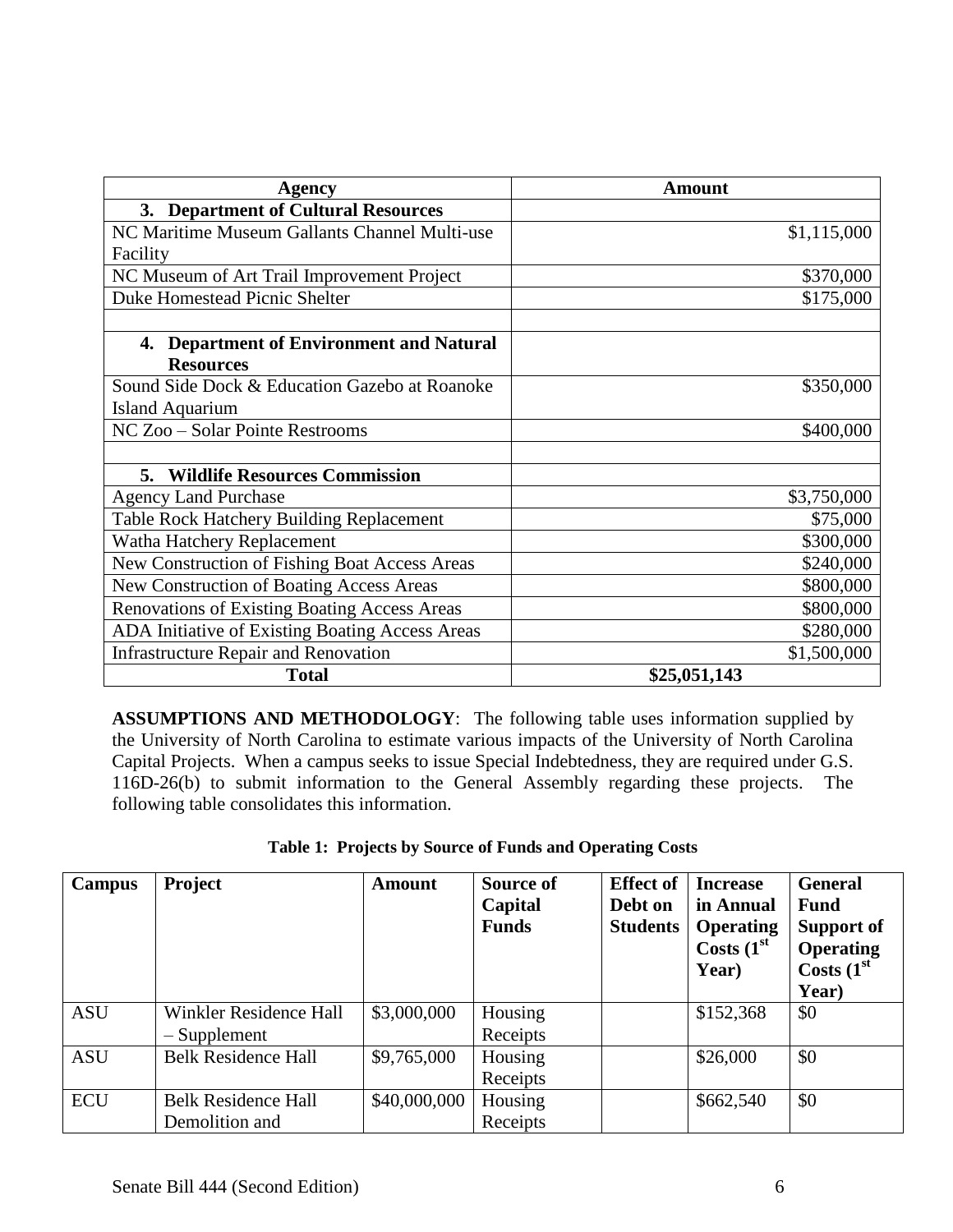| Agency | Amount |
|---|---|
| **3. Department of Cultural Resources** | |
| NC Maritime Museum Gallants Channel Multi-use Facility | $1,115,000 |
| NC Museum of Art Trail Improvement Project | $370,000 |
| Duke Homestead Picnic Shelter | $175,000 |
| | |
| **4. Department of Environment and Natural Resources** | |
| Sound Side Dock & Education Gazebo at Roanoke Island Aquarium | $350,000 |
| NC Zoo – Solar Pointe Restrooms | $400,000 |
| | |
| **5. Wildlife Resources Commission** | |
| Agency Land Purchase | $3,750,000 |
| Table Rock Hatchery Building Replacement | $75,000 |
| Watha Hatchery Replacement | $300,000 |
| New Construction of Fishing Boat Access Areas | $240,000 |
| New Construction of Boating Access Areas | $800,000 |
| Renovations of Existing Boating Access Areas | $800,000 |
| ADA Initiative of Existing Boating Access Areas | $280,000 |
| Infrastructure Repair and Renovation | $1,500,000 |
| **Total** | **$25,051,143** |

**ASSUMPTIONS AND METHODOLOGY**: The following table uses information supplied by the University of North Carolina to estimate various impacts of the University of North Carolina Capital Projects. When a campus seeks to issue Special Indebtedness, they are required under G.S. 116D-26(b) to submit information to the General Assembly regarding these projects. The following table consolidates this information.

**Table 1: Projects by Source of Funds and Operating Costs**

| Campus | Project | Amount | Source of Capital Funds | Effect of Debt on Students | Increase in Annual Operating Costs (1st Year) | General Fund Support of Operating Costs (1st Year) |
|---|---|---|---|---|---|---|
| ASU | Winkler Residence Hall – Supplement | $3,000,000 | Housing Receipts | | $152,368 | $0 |
| ASU | Belk Residence Hall | $9,765,000 | Housing Receipts | | $26,000 | $0 |
| ECU | Belk Residence Hall Demolition and | $40,000,000 | Housing Receipts | | $662,540 | $0 |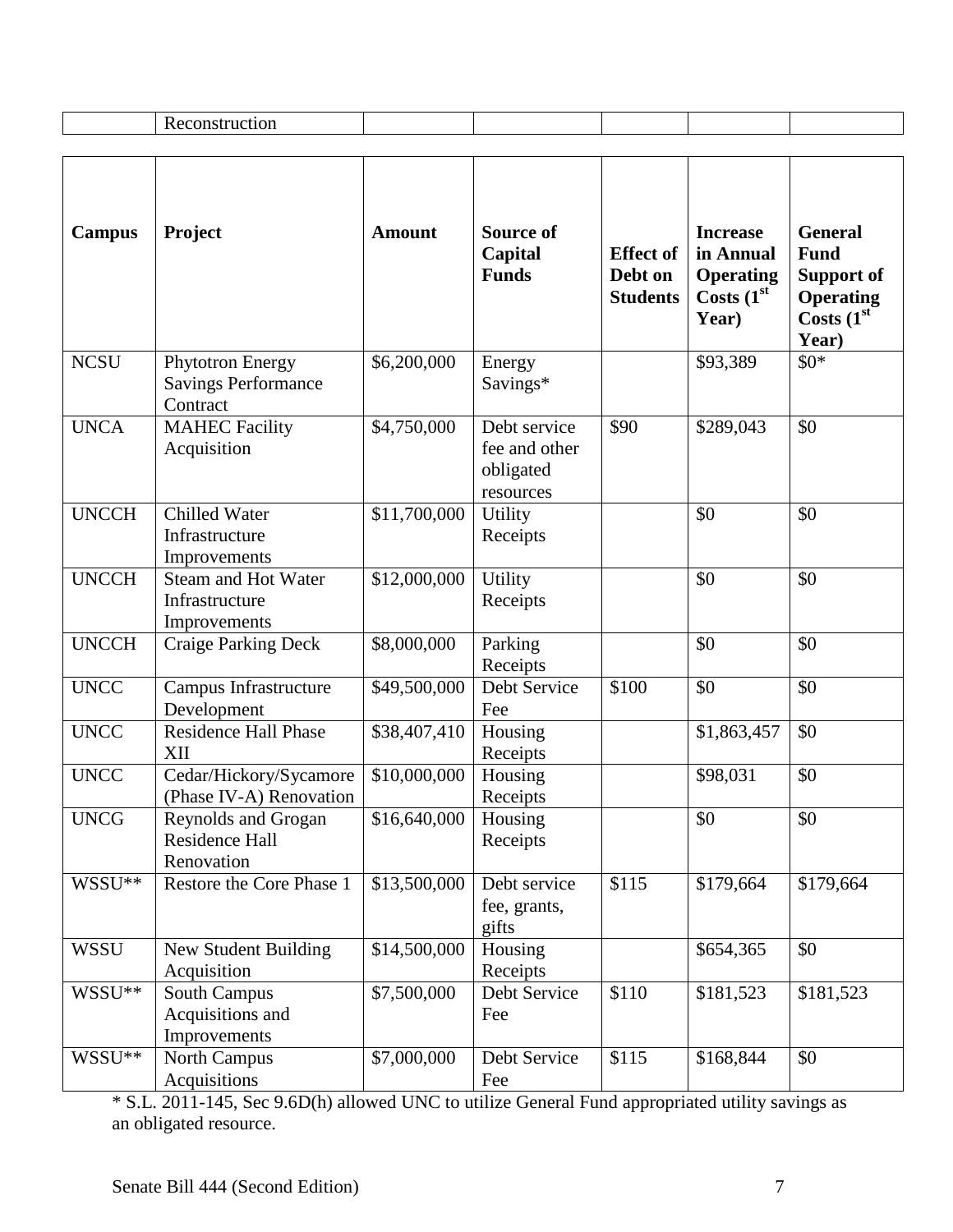|  | Reconstruction |  |  |  |  |  |
|---|---|---|---|---|---|---|

| Campus | Project | Amount | Source of Capital Funds | Effect of Debt on Students | Increase in Annual Operating Costs (1st Year) | General Fund Support of Operating Costs (1st Year) |
|---|---|---|---|---|---|---|
| NCSU | Phytotron Energy Savings Performance Contract | $6,200,000 | Energy Savings* |  | $93,389 | $0* |
| UNCA | MAHEC Facility Acquisition | $4,750,000 | Debt service fee and other obligated resources | $90 | $289,043 | $0 |
| UNCCH | Chilled Water Infrastructure Improvements | $11,700,000 | Utility Receipts |  | $0 | $0 |
| UNCCH | Steam and Hot Water Infrastructure Improvements | $12,000,000 | Utility Receipts |  | $0 | $0 |
| UNCCH | Craige Parking Deck | $8,000,000 | Parking Receipts |  | $0 | $0 |
| UNCC | Campus Infrastructure Development | $49,500,000 | Debt Service Fee | $100 | $0 | $0 |
| UNCC | Residence Hall Phase XII | $38,407,410 | Housing Receipts |  | $1,863,457 | $0 |
| UNCC | Cedar/Hickory/Sycamore (Phase IV-A) Renovation | $10,000,000 | Housing Receipts |  | $98,031 | $0 |
| UNCG | Reynolds and Grogan Residence Hall Renovation | $16,640,000 | Housing Receipts |  | $0 | $0 |
| WSSU** | Restore the Core Phase 1 | $13,500,000 | Debt service fee, grants, gifts | $115 | $179,664 | $179,664 |
| WSSU | New Student Building Acquisition | $14,500,000 | Housing Receipts |  | $654,365 | $0 |
| WSSU** | South Campus Acquisitions and Improvements | $7,500,000 | Debt Service Fee | $110 | $181,523 | $181,523 |
| WSSU** | North Campus Acquisitions | $7,000,000 | Debt Service Fee | $115 | $168,844 | $0 |

* S.L. 2011-145, Sec 9.6D(h) allowed UNC to utilize General Fund appropriated utility savings as an obligated resource.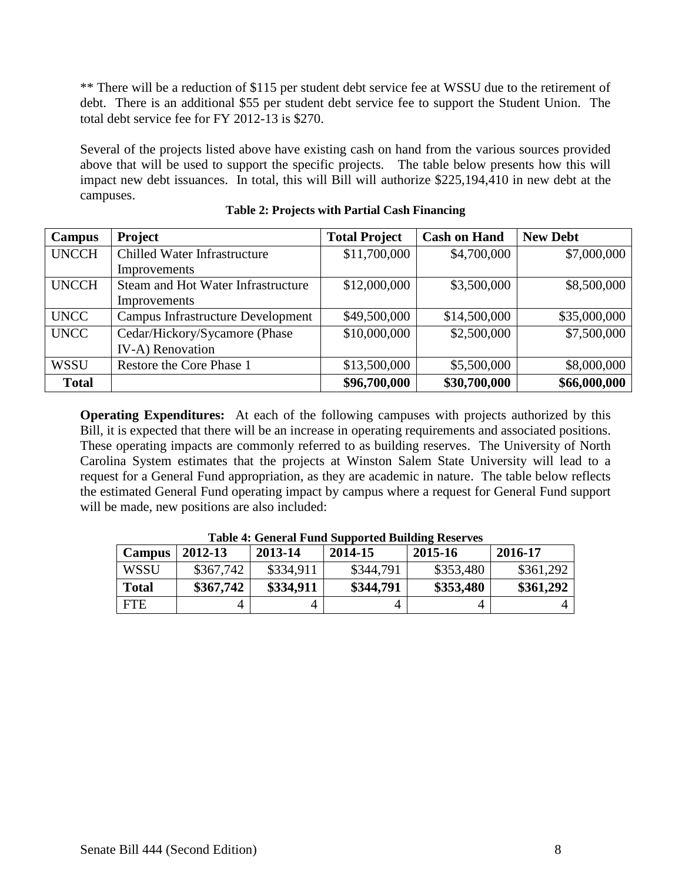** There will be a reduction of $115 per student debt service fee at WSSU due to the retirement of debt. There is an additional $55 per student debt service fee to support the Student Union. The total debt service fee for FY 2012-13 is $270.

Several of the projects listed above have existing cash on hand from the various sources provided above that will be used to support the specific projects. The table below presents how this will impact new debt issuances. In total, this will Bill will authorize $225,194,410 in new debt at the campuses.

**Table 2: Projects with Partial Cash Financing**

| Campus | Project | Total Project | Cash on Hand | New Debt |
|---|---|---|---|---|
| UNCCH | Chilled Water Infrastructure Improvements | $11,700,000 | $4,700,000 | $7,000,000 |
| UNCCH | Steam and Hot Water Infrastructure Improvements | $12,000,000 | $3,500,000 | $8,500,000 |
| UNCC | Campus Infrastructure Development | $49,500,000 | $14,500,000 | $35,000,000 |
| UNCC | Cedar/Hickory/Sycamore (Phase IV-A) Renovation | $10,000,000 | $2,500,000 | $7,500,000 |
| WSSU | Restore the Core Phase 1 | $13,500,000 | $5,500,000 | $8,000,000 |
| **Total** | | **$96,700,000** | **$30,700,000** | **$66,000,000** |

**Operating Expenditures:** At each of the following campuses with projects authorized by this Bill, it is expected that there will be an increase in operating requirements and associated positions. These operating impacts are commonly referred to as building reserves. The University of North Carolina System estimates that the projects at Winston Salem State University will lead to a request for a General Fund appropriation, as they are academic in nature. The table below reflects the estimated General Fund operating impact by campus where a request for General Fund support will be made, new positions are also included:

**Table 4: General Fund Supported Building Reserves**

| Campus | 2012-13 | 2013-14 | 2014-15 | 2015-16 | 2016-17 |
|---|---|---|---|---|---|
| WSSU | $367,742 | $334,911 | $344,791 | $353,480 | $361,292 |
| **Total** | **$367,742** | **$334,911** | **$344,791** | **$353,480** | **$361,292** |
| FTE | 4 | 4 | 4 | 4 | 4 |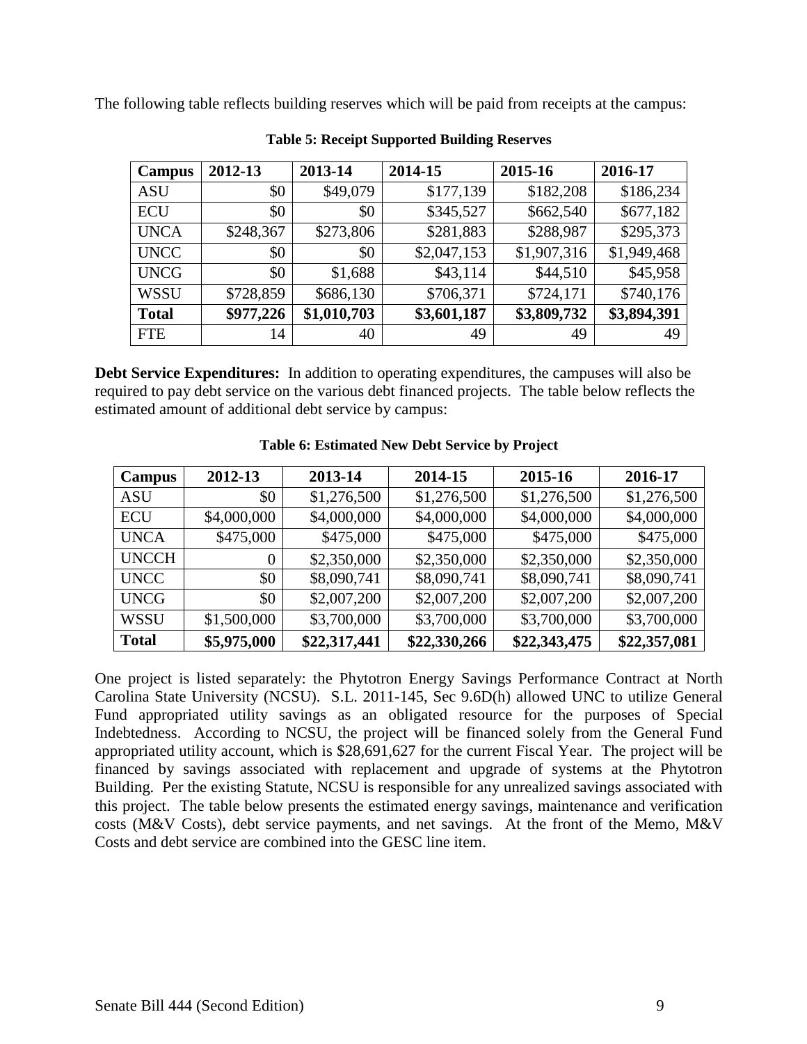The following table reflects building reserves which will be paid from receipts at the campus:

**Table 5: Receipt Supported Building Reserves**

| Campus | 2012-13 | 2013-14 | 2014-15 | 2015-16 | 2016-17 |
|---|---|---|---|---|---|
| ASU | $0 | $49,079 | $177,139 | $182,208 | $186,234 |
| ECU | $0 | $0 | $345,527 | $662,540 | $677,182 |
| UNCA | $248,367 | $273,806 | $281,883 | $288,987 | $295,373 |
| UNCC | $0 | $0 | $2,047,153 | $1,907,316 | $1,949,468 |
| UNCG | $0 | $1,688 | $43,114 | $44,510 | $45,958 |
| WSSU | $728,859 | $686,130 | $706,371 | $724,171 | $740,176 |
| **Total** | **$977,226** | **$1,010,703** | **$3,601,187** | **$3,809,732** | **$3,894,391** |
| FTE | 14 | 40 | 49 | 49 | 49 |

**Debt Service Expenditures:** In addition to operating expenditures, the campuses will also be required to pay debt service on the various debt financed projects. The table below reflects the estimated amount of additional debt service by campus:

**Table 6: Estimated New Debt Service by Project**

| Campus | 2012-13 | 2013-14 | 2014-15 | 2015-16 | 2016-17 |
|---|---|---|---|---|---|
| ASU | $0 | $1,276,500 | $1,276,500 | $1,276,500 | $1,276,500 |
| ECU | $4,000,000 | $4,000,000 | $4,000,000 | $4,000,000 | $4,000,000 |
| UNCA | $475,000 | $475,000 | $475,000 | $475,000 | $475,000 |
| UNCCH | 0 | $2,350,000 | $2,350,000 | $2,350,000 | $2,350,000 |
| UNCC | $0 | $8,090,741 | $8,090,741 | $8,090,741 | $8,090,741 |
| UNCG | $0 | $2,007,200 | $2,007,200 | $2,007,200 | $2,007,200 |
| WSSU | $1,500,000 | $3,700,000 | $3,700,000 | $3,700,000 | $3,700,000 |
| **Total** | **$5,975,000** | **$22,317,441** | **$22,330,266** | **$22,343,475** | **$22,357,081** |

One project is listed separately: the Phytotron Energy Savings Performance Contract at North Carolina State University (NCSU). S.L. 2011-145, Sec 9.6D(h) allowed UNC to utilize General Fund appropriated utility savings as an obligated resource for the purposes of Special Indebtedness. According to NCSU, the project will be financed solely from the General Fund appropriated utility account, which is $28,691,627 for the current Fiscal Year. The project will be financed by savings associated with replacement and upgrade of systems at the Phytotron Building. Per the existing Statute, NCSU is responsible for any unrealized savings associated with this project. The table below presents the estimated energy savings, maintenance and verification costs (M&V Costs), debt service payments, and net savings. At the front of the Memo, M&V Costs and debt service are combined into the GESC line item.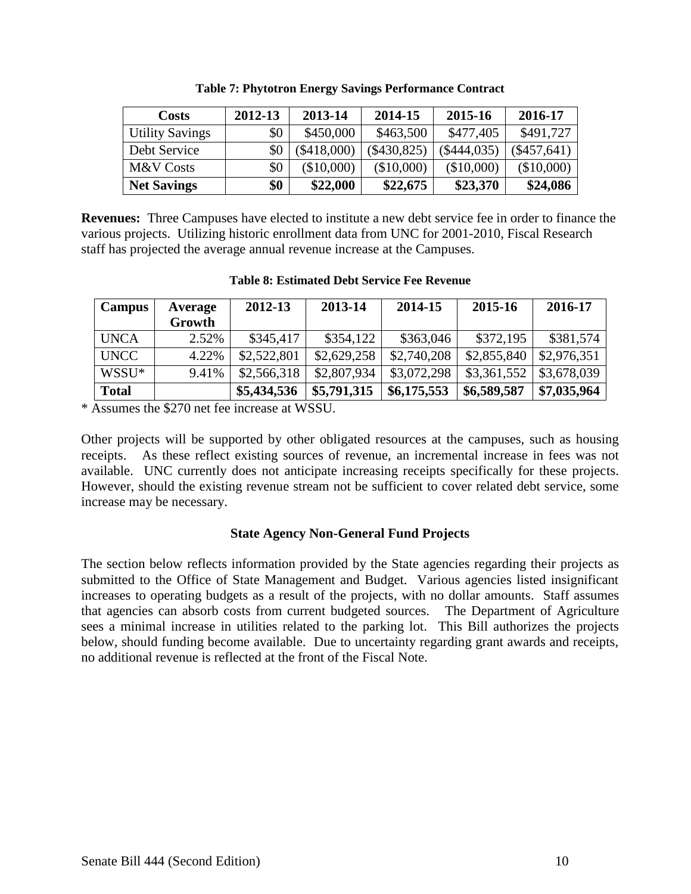**Table 7: Phytotron Energy Savings Performance Contract**

| Costs | 2012-13 | 2013-14 | 2014-15 | 2015-16 | 2016-17 |
|---|---|---|---|---|---|
| Utility Savings | $0 | $450,000 | $463,500 | $477,405 | $491,727 |
| Debt Service | $0 | ($418,000) | ($430,825) | ($444,035) | ($457,641) |
| M&V Costs | $0 | ($10,000) | ($10,000) | ($10,000) | ($10,000) |
| **Net Savings** | **$0** | **$22,000** | **$22,675** | **$23,370** | **$24,086** |

**Revenues:** Three Campuses have elected to institute a new debt service fee in order to finance the various projects. Utilizing historic enrollment data from UNC for 2001-2010, Fiscal Research staff has projected the average annual revenue increase at the Campuses.

**Table 8: Estimated Debt Service Fee Revenue**

| Campus | Average Growth | 2012-13 | 2013-14 | 2014-15 | 2015-16 | 2016-17 |
|---|---|---|---|---|---|---|
| UNCA | 2.52% | $345,417 | $354,122 | $363,046 | $372,195 | $381,574 |
| UNCC | 4.22% | $2,522,801 | $2,629,258 | $2,740,208 | $2,855,840 | $2,976,351 |
| WSSU* | 9.41% | $2,566,318 | $2,807,934 | $3,072,298 | $3,361,552 | $3,678,039 |
| **Total** | | **$5,434,536** | **$5,791,315** | **$6,175,553** | **$6,589,587** | **$7,035,964** |

* Assumes the $270 net fee increase at WSSU.

Other projects will be supported by other obligated resources at the campuses, such as housing receipts. As these reflect existing sources of revenue, an incremental increase in fees was not available. UNC currently does not anticipate increasing receipts specifically for these projects. However, should the existing revenue stream not be sufficient to cover related debt service, some increase may be necessary.

### State Agency Non-General Fund Projects

The section below reflects information provided by the State agencies regarding their projects as submitted to the Office of State Management and Budget. Various agencies listed insignificant increases to operating budgets as a result of the projects, with no dollar amounts. Staff assumes that agencies can absorb costs from current budgeted sources. The Department of Agriculture sees a minimal increase in utilities related to the parking lot. This Bill authorizes the projects below, should funding become available. Due to uncertainty regarding grant awards and receipts, no additional revenue is reflected at the front of the Fiscal Note.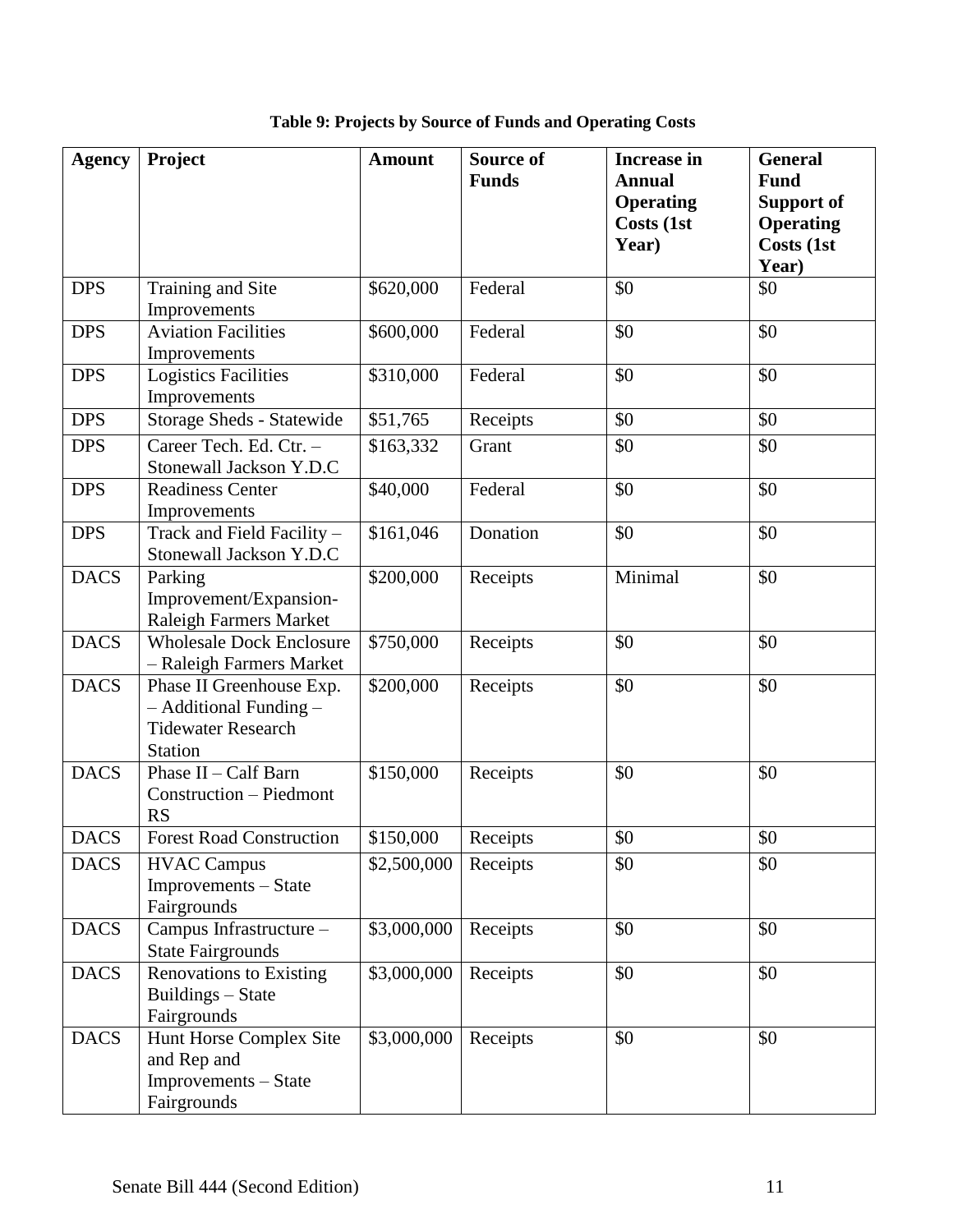**Table 9: Projects by Source of Funds and Operating Costs**

| Agency | Project | Amount | Source of Funds | Increase in Annual Operating Costs (1st Year) | General Fund Support of Operating Costs (1st Year) |
|---|---|---|---|---|---|
| DPS | Training and Site Improvements | $620,000 | Federal | $0 | $0 |
| DPS | Aviation Facilities Improvements | $600,000 | Federal | $0 | $0 |
| DPS | Logistics Facilities Improvements | $310,000 | Federal | $0 | $0 |
| DPS | Storage Sheds - Statewide | $51,765 | Receipts | $0 | $0 |
| DPS | Career Tech. Ed. Ctr. – Stonewall Jackson Y.D.C | $163,332 | Grant | $0 | $0 |
| DPS | Readiness Center Improvements | $40,000 | Federal | $0 | $0 |
| DPS | Track and Field Facility – Stonewall Jackson Y.D.C | $161,046 | Donation | $0 | $0 |
| DACS | Parking Improvement/Expansion-Raleigh Farmers Market | $200,000 | Receipts | Minimal | $0 |
| DACS | Wholesale Dock Enclosure – Raleigh Farmers Market | $750,000 | Receipts | $0 | $0 |
| DACS | Phase II Greenhouse Exp. – Additional Funding – Tidewater Research Station | $200,000 | Receipts | $0 | $0 |
| DACS | Phase II – Calf Barn Construction – Piedmont RS | $150,000 | Receipts | $0 | $0 |
| DACS | Forest Road Construction | $150,000 | Receipts | $0 | $0 |
| DACS | HVAC Campus Improvements – State Fairgrounds | $2,500,000 | Receipts | $0 | $0 |
| DACS | Campus Infrastructure – State Fairgrounds | $3,000,000 | Receipts | $0 | $0 |
| DACS | Renovations to Existing Buildings – State Fairgrounds | $3,000,000 | Receipts | $0 | $0 |
| DACS | Hunt Horse Complex Site and Rep and Improvements – State Fairgrounds | $3,000,000 | Receipts | $0 | $0 |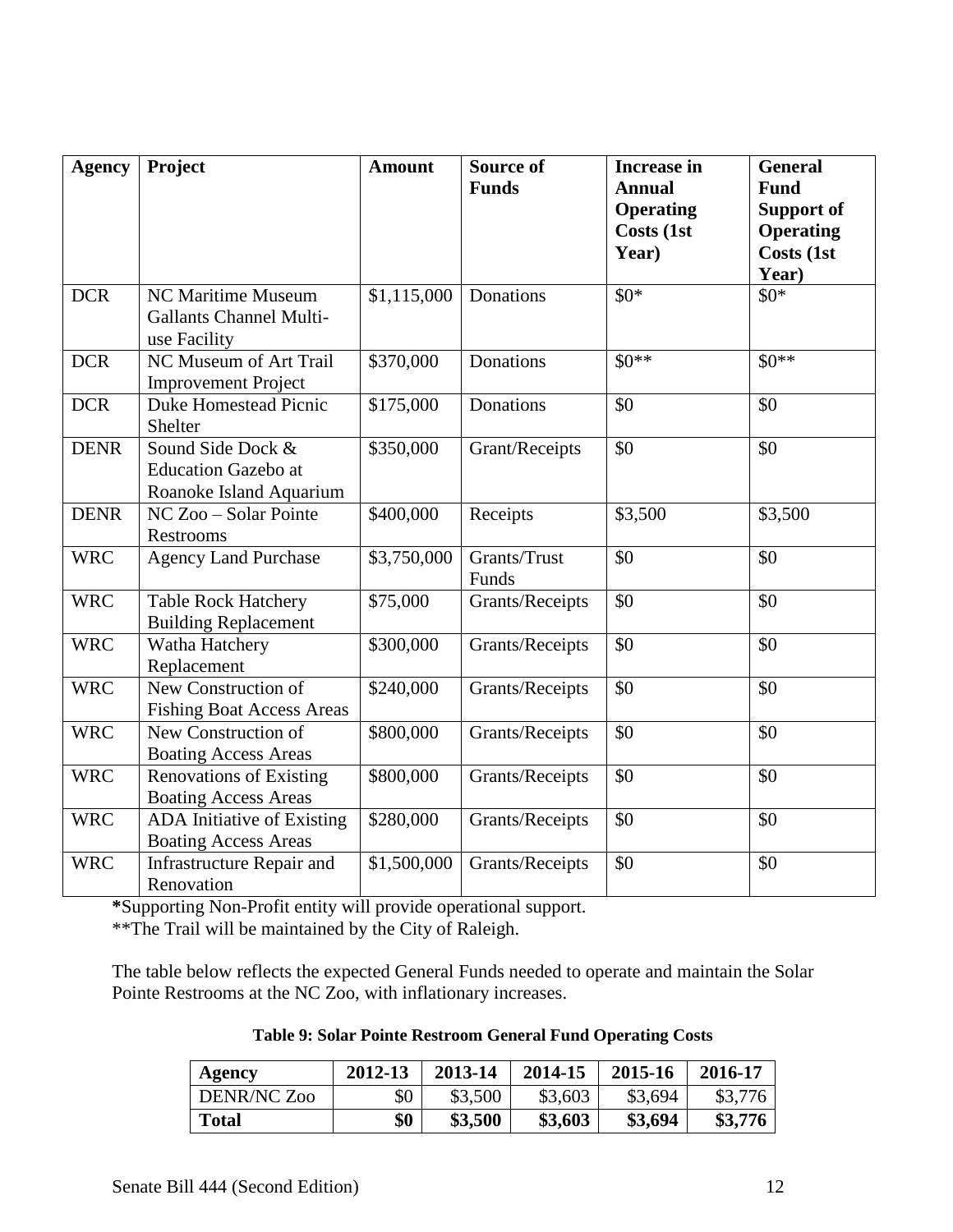| Agency | Project | Amount | Source of Funds | Increase in Annual Operating Costs (1st Year) | General Fund Support of Operating Costs (1st Year) |
|---|---|---|---|---|---|
| DCR | NC Maritime Museum Gallants Channel Multi-use Facility | $1,115,000 | Donations | $0* | $0* |
| DCR | NC Museum of Art Trail Improvement Project | $370,000 | Donations | $0** | $0** |
| DCR | Duke Homestead Picnic Shelter | $175,000 | Donations | $0 | $0 |
| DENR | Sound Side Dock & Education Gazebo at Roanoke Island Aquarium | $350,000 | Grant/Receipts | $0 | $0 |
| DENR | NC Zoo – Solar Pointe Restrooms | $400,000 | Receipts | $3,500 | $3,500 |
| WRC | Agency Land Purchase | $3,750,000 | Grants/Trust Funds | $0 | $0 |
| WRC | Table Rock Hatchery Building Replacement | $75,000 | Grants/Receipts | $0 | $0 |
| WRC | Watha Hatchery Replacement | $300,000 | Grants/Receipts | $0 | $0 |
| WRC | New Construction of Fishing Boat Access Areas | $240,000 | Grants/Receipts | $0 | $0 |
| WRC | New Construction of Boating Access Areas | $800,000 | Grants/Receipts | $0 | $0 |
| WRC | Renovations of Existing Boating Access Areas | $800,000 | Grants/Receipts | $0 | $0 |
| WRC | ADA Initiative of Existing Boating Access Areas | $280,000 | Grants/Receipts | $0 | $0 |
| WRC | Infrastructure Repair and Renovation | $1,500,000 | Grants/Receipts | $0 | $0 |

**\***Supporting Non-Profit entity will provide operational support.
**The Trail will be maintained by the City of Raleigh.

The table below reflects the expected General Funds needed to operate and maintain the Solar Pointe Restrooms at the NC Zoo, with inflationary increases.

**Table 9: Solar Pointe Restroom General Fund Operating Costs**

| Agency | 2012-13 | 2013-14 | 2014-15 | 2015-16 | 2016-17 |
|---|---|---|---|---|---|
| DENR/NC Zoo | $0 | $3,500 | $3,603 | $3,694 | $3,776 |
| **Total** | **$0** | **$3,500** | **$3,603** | **$3,694** | **$3,776** |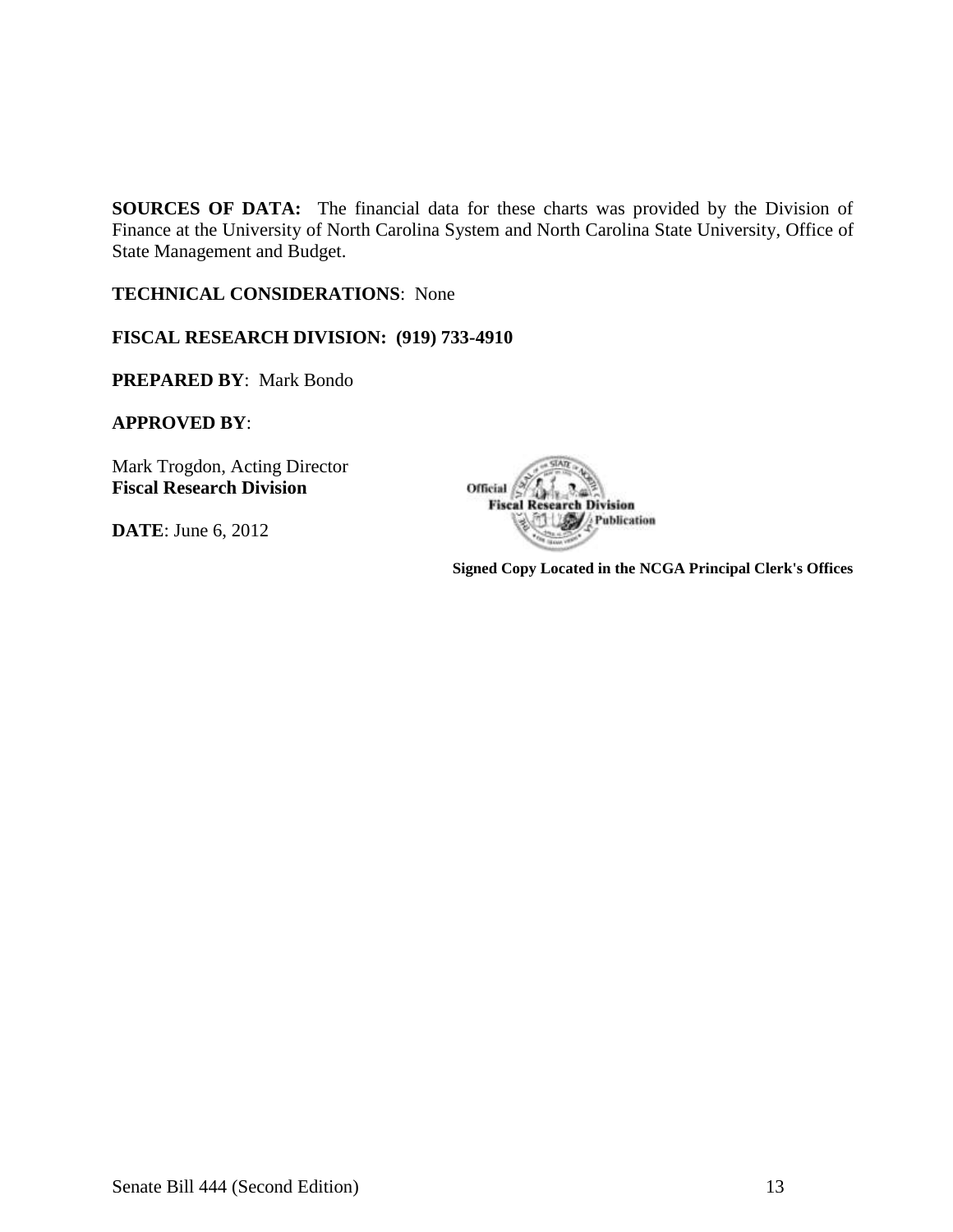**SOURCES OF DATA:** The financial data for these charts was provided by the Division of Finance at the University of North Carolina System and North Carolina State University, Office of State Management and Budget.

**TECHNICAL CONSIDERATIONS**: None

**FISCAL RESEARCH DIVISION: (919) 733-4910**

**PREPARED BY**: Mark Bondo

**APPROVED BY**:

Mark Trogdon, Acting Director
**Fiscal Research Division**

**DATE**: June 6, 2012

Official Fiscal Research Division Publication

**Signed Copy Located in the NCGA Principal Clerk's Offices**